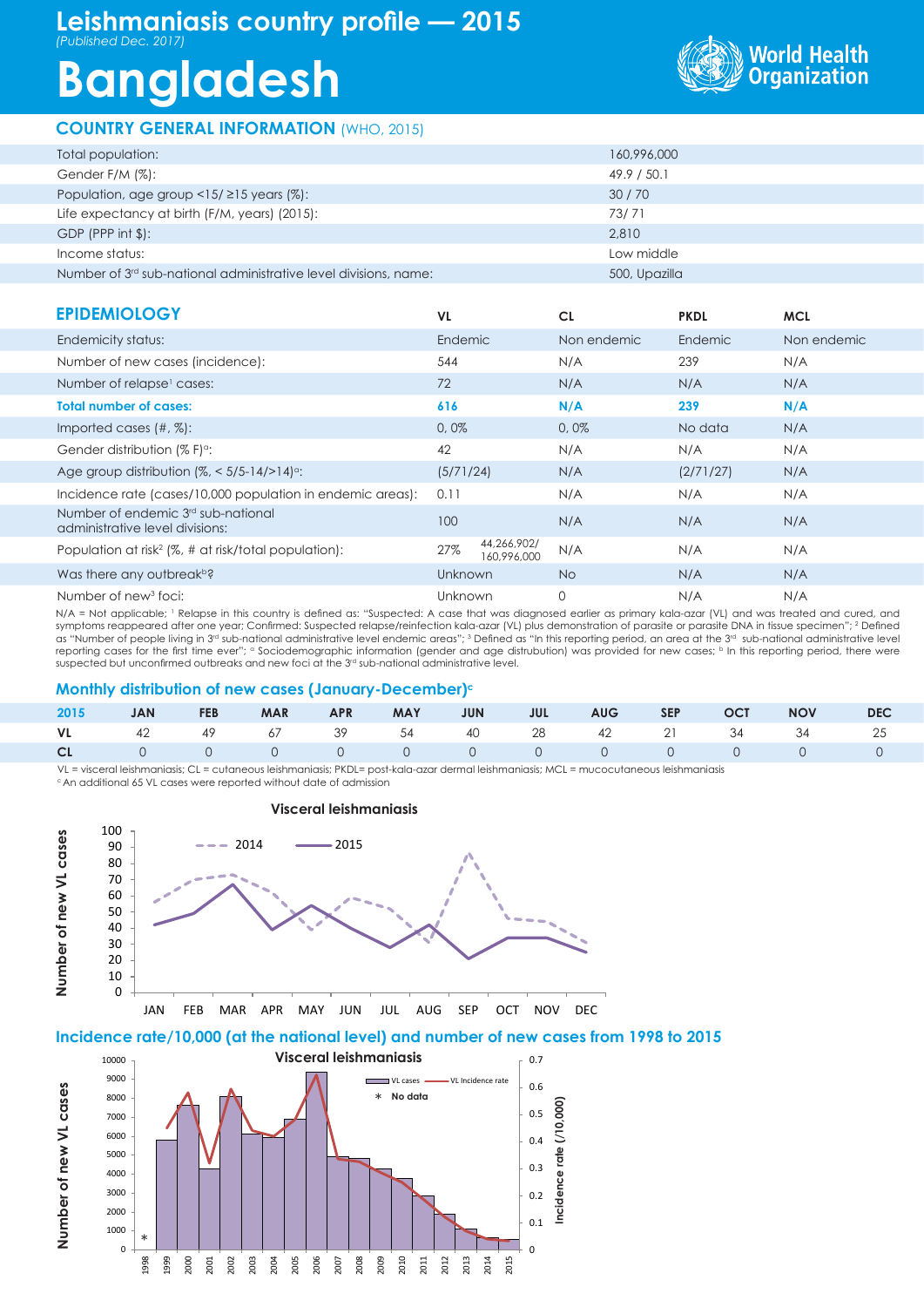# Leishmaniasis country profile — 2015

*(Published Dec. 2017)*

# Bangladesh

World Health Organization

## COUNTRY GENERAL INFORMATION (WHO, 2015)

| | |
|---|---|
| Total population: | 160,996,000 |
| Gender F/M (%): | 49.9 / 50.1 |
| Population, age group <15/ ≥15 years (%): | 30 / 70 |
| Life expectancy at birth (F/M, years) (2015): | 73/ 71 |
| GDP (PPP int $): | 2,810 |
| Income status: | Low middle |
| Number of 3rd sub-national administrative level divisions, name: | 500, Upazilla |

## EPIDEMIOLOGY

| | VL | CL | PKDL | MCL |
|---|---|---|---|---|
| Endemicity status: | Endemic | Non endemic | Endemic | Non endemic |
| Number of new cases (incidence): | 544 | N/A | 239 | N/A |
| Number of relapse[1] cases: | 72 | N/A | N/A | N/A |
| **Total number of cases:** | **616** | **N/A** | **239** | **N/A** |
| Imported cases (#, %): | 0, 0% | 0, 0% | No data | N/A |
| Gender distribution (% F)[a]: | 42 | N/A | N/A | N/A |
| Age group distribution (%, < 5/5-14/>14)[a]: | (5/71/24) | N/A | (2/71/27) | N/A |
| Incidence rate (cases/10,000 population in endemic areas): | 0.11 | N/A | N/A | N/A |
| Number of endemic 3rd sub-national administrative level divisions: | 100 | N/A | N/A | N/A |
| Population at risk[2] (%, # at risk/total population): | 27% 44,266,902/ 160,996,000 | N/A | N/A | N/A |
| Was there any outbreak[b]? | Unknown | No | N/A | N/A |
| Number of new[3] foci: | Unknown | 0 | N/A | N/A |

N/A = Not applicable; [1] Relapse in this country is defined as: "Suspected: A case that was diagnosed earlier as primary kala-azar (VL) and was treated and cured, and symptoms reappeared after one year; Confirmed: Suspected relapse/reinfection kala-azar (VL) plus demonstration of parasite or parasite DNA in tissue specimen"; [2] Defined as "Number of people living in 3rd sub-national administrative level endemic areas"; [3] Defined as "In this reporting period, an area at the 3rd sub-national administrative level reporting cases for the first time ever"; [a] Sociodemographic information (gender and age distrubution) was provided for new cases; [b] In this reporting period, there were suspected but unconfirmed outbreaks and new foci at the 3rd sub-national administrative level.

### Monthly distribution of new cases (January-December)[c]

| 2015 | JAN | FEB | MAR | APR | MAY | JUN | JUL | AUG | SEP | OCT | NOV | DEC |
|---|---|---|---|---|---|---|---|---|---|---|---|---|
| **VL** | 42 | 49 | 67 | 39 | 54 | 40 | 28 | 42 | 21 | 34 | 34 | 25 |
| **CL** | 0 | 0 | 0 | 0 | 0 | 0 | 0 | 0 | 0 | 0 | 0 | 0 |

VL = visceral leishmaniasis; CL = cutaneous leishmaniasis; PKDL= post-kala-azar dermal leishmaniasis; MCL = mucocutaneous leishmaniasis
[c] An additional 65 VL cases were reported without date of admission

**Visceral leishmaniasis**

(Chart: Number of new VL cases by month, JAN–DEC; 2014 vs 2015)

### Incidence rate/10,000 (at the national level) and number of new cases from 1998 to 2015

**Visceral leishmaniasis**

(Chart: Number of new VL cases and VL incidence rate (/10,000), 1998–2015; * No data for 1998)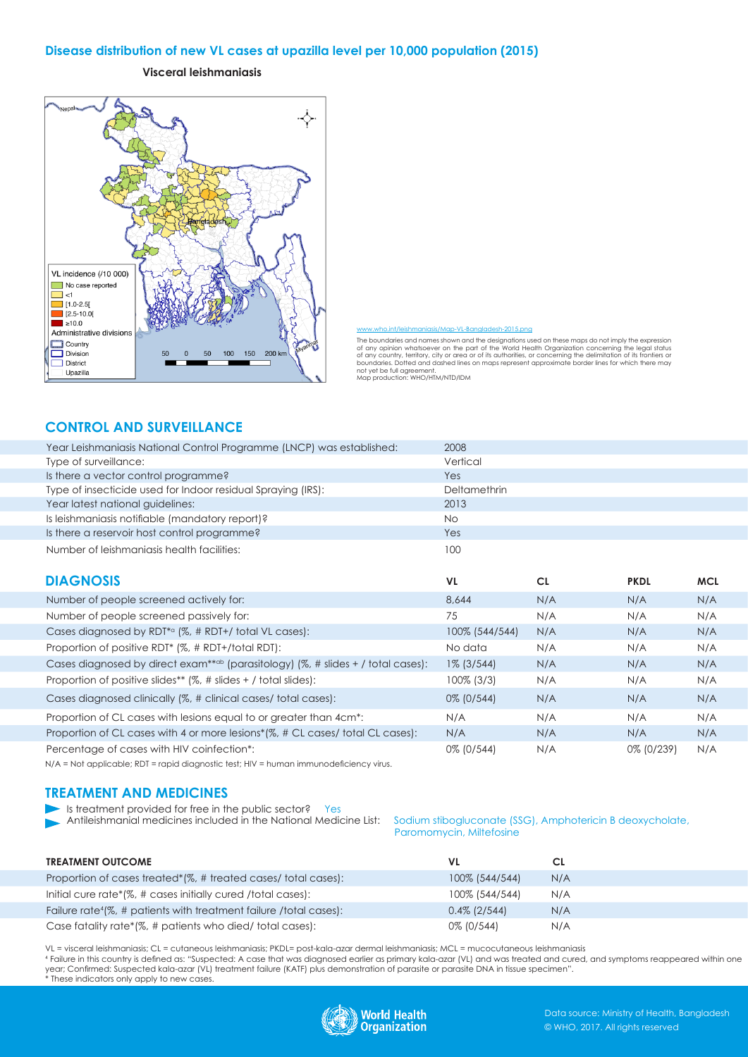## Disease distribution of new VL cases at upazila level per 10,000 population (2015)

**Visceral leishmaniasis**

Nepal

Bangladesh

Myanmar

VL incidence (/10 000)
No case reported
<1
[1.0-2.5[
[2.5-10.0[
≥10.0

Administrative divisions
Country
Division
District
Upazilla

50 0 50 100 150 200 km

www.who.int/leishmaniasis/Map-VL-Bangladesh-2015.png

The boundaries and names shown and the designations used on these maps do not imply the expression of any opinion whatsoever on the part of the World Health Organization concerning the legal status of any country, territory, city or area or of its authorities, or concerning the delimitation of its frontiers or boundaries. Dotted and dashed lines on maps represent approximate border lines for which there may not yet be full agreement.
Map production: WHO/HTM/NTD/IDM

## CONTROL AND SURVEILLANCE

| | |
|---|---|
| Year Leishmaniasis National Control Programme (LNCP) was established: | 2008 |
| Type of surveillance: | Vertical |
| Is there a vector control programme? | Yes |
| Type of insecticide used for Indoor residual Spraying (IRS): | Deltamethrin |
| Year latest national guidelines: | 2013 |
| Is leishmaniasis notifiable (mandatory report)? | No |
| Is there a reservoir host control programme? | Yes |
| Number of leishmaniasis health facilities: | 100 |

## DIAGNOSIS

| | VL | CL | PKDL | MCL |
|---|---|---|---|---|
| Number of people screened actively for: | 8,644 | N/A | N/A | N/A |
| Number of people screened passively for: | 75 | N/A | N/A | N/A |
| Cases diagnosed by RDT*a (%, # RDT+/ total VL cases): | 100% (544/544) | N/A | N/A | N/A |
| Proportion of positive RDT* (%, # RDT+/total RDT): | No data | N/A | N/A | N/A |
| Cases diagnosed by direct exam**ab (parasitology) (%, # slides + / total cases): | 1% (3/544) | N/A | N/A | N/A |
| Proportion of positive slides** (%, # slides + / total slides): | 100% (3/3) | N/A | N/A | N/A |
| Cases diagnosed clinically (%, # clinical cases/ total cases): | 0% (0/544) | N/A | N/A | N/A |
| Proportion of CL cases with lesions equal to or greater than 4cm*: | N/A | N/A | N/A | N/A |
| Proportion of CL cases with 4 or more lesions*(%, # CL cases/ total CL cases): | N/A | N/A | N/A | N/A |
| Percentage of cases with HIV coinfection*: | 0% (0/544) | N/A | 0% (0/239) | N/A |

N/A = Not applicable; RDT = rapid diagnostic test; HIV = human immunodeficiency virus.

## TREATMENT AND MEDICINES

- Is treatment provided for free in the public sector? Yes
- Antileishmanial medicines included in the National Medicine List: Sodium stibogluconate (SSG), Amphotericin B deoxycholate, Paromomycin, Miltefosine

| TREATMENT OUTCOME | VL | CL |
|---|---|---|
| Proportion of cases treated*(%, # treated cases/ total cases): | 100% (544/544) | N/A |
| Initial cure rate*(%, # cases initially cured /total cases): | 100% (544/544) | N/A |
| Failure rate[4](%, # patients with treatment failure /total cases): | 0.4% (2/544) | N/A |
| Case fatality rate*(%, # patients who died/ total cases): | 0% (0/544) | N/A |

VL = visceral leishmaniasis; CL = cutaneous leishmaniasis; PKDL= post-kala-azar dermal leishmaniasis; MCL = mucocutaneous leishmaniasis
[4] Failure in this country is defined as: "Suspected: A case that was diagnosed earlier as primary kala-azar (VL) and was treated and cured, and symptoms reappeared within one year; Confirmed: Suspected kala-azar (VL) treatment failure (KATF) plus demonstration of parasite or parasite DNA in tissue specimen".
* These indicators only apply to new cases.

World Health Organization

Data source: Ministry of Health, Bangladesh
© WHO, 2017. All rights reserved